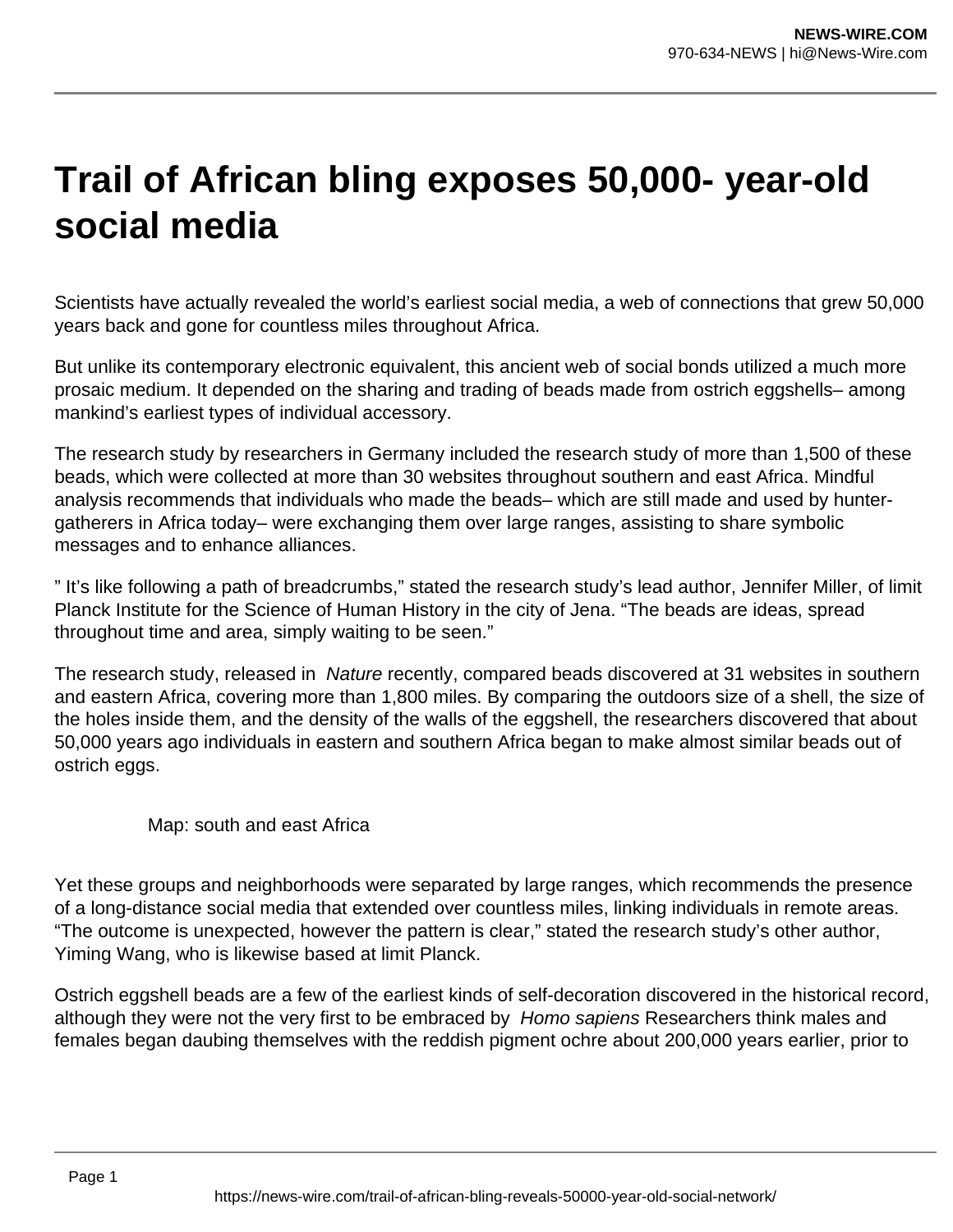# Trail of African bling exposes 50,000- year-old social media

Scientists have actually revealed the world's earliest social media, a web of connections that grew 50,000 years back and gone for countless miles throughout Africa.

But unlike its contemporary electronic equivalent, this ancient web of social bonds utilized a much more prosaic medium. It depended on the sharing and trading of beads made from ostrich eggshells– among mankind's earliest types of individual accessory.

The research study by researchers in Germany included the research study of more than 1,500 of these beads, which were collected at more than 30 websites throughout southern and east Africa. Mindful analysis recommends that individuals who made the beads– which are still made and used by hunter-gatherers in Africa today– were exchanging them over large ranges, assisting to share symbolic messages and to enhance alliances.

" It's like following a path of breadcrumbs," stated the research study's lead author, Jennifer Miller, of limit Planck Institute for the Science of Human History in the city of Jena. "The beads are ideas, spread throughout time and area, simply waiting to be seen."

The research study, released in *Nature* recently, compared beads discovered at 31 websites in southern and eastern Africa, covering more than 1,800 miles. By comparing the outdoors size of a shell, the size of the holes inside them, and the density of the walls of the eggshell, the researchers discovered that about 50,000 years ago individuals in eastern and southern Africa began to make almost similar beads out of ostrich eggs.

Map: south and east Africa

Yet these groups and neighborhoods were separated by large ranges, which recommends the presence of a long-distance social media that extended over countless miles, linking individuals in remote areas. "The outcome is unexpected, however the pattern is clear," stated the research study's other author, Yiming Wang, who is likewise based at limit Planck.

Ostrich eggshell beads are a few of the earliest kinds of self-decoration discovered in the historical record, although they were not the very first to be embraced by *Homo sapiens* Researchers think males and females began daubing themselves with the reddish pigment ochre about 200,000 years earlier, prior to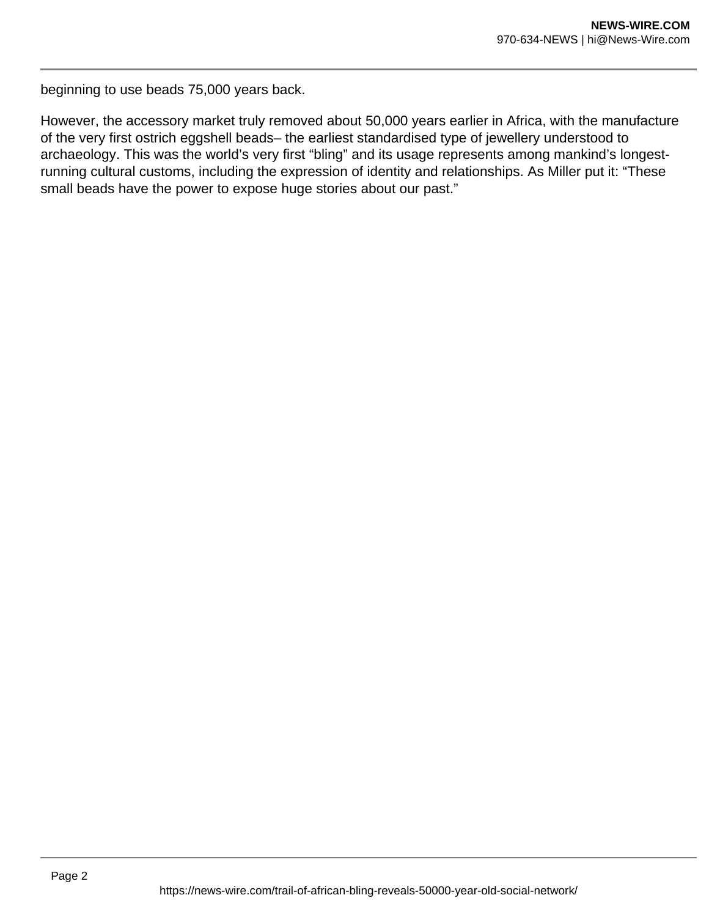beginning to use beads 75,000 years back.

However, the accessory market truly removed about 50,000 years earlier in Africa, with the manufacture of the very first ostrich eggshell beads– the earliest standardised type of jewellery understood to archaeology. This was the world’s very first “bling” and its usage represents among mankind’s longest-running cultural customs, including the expression of identity and relationships. As Miller put it: “These small beads have the power to expose huge stories about our past.”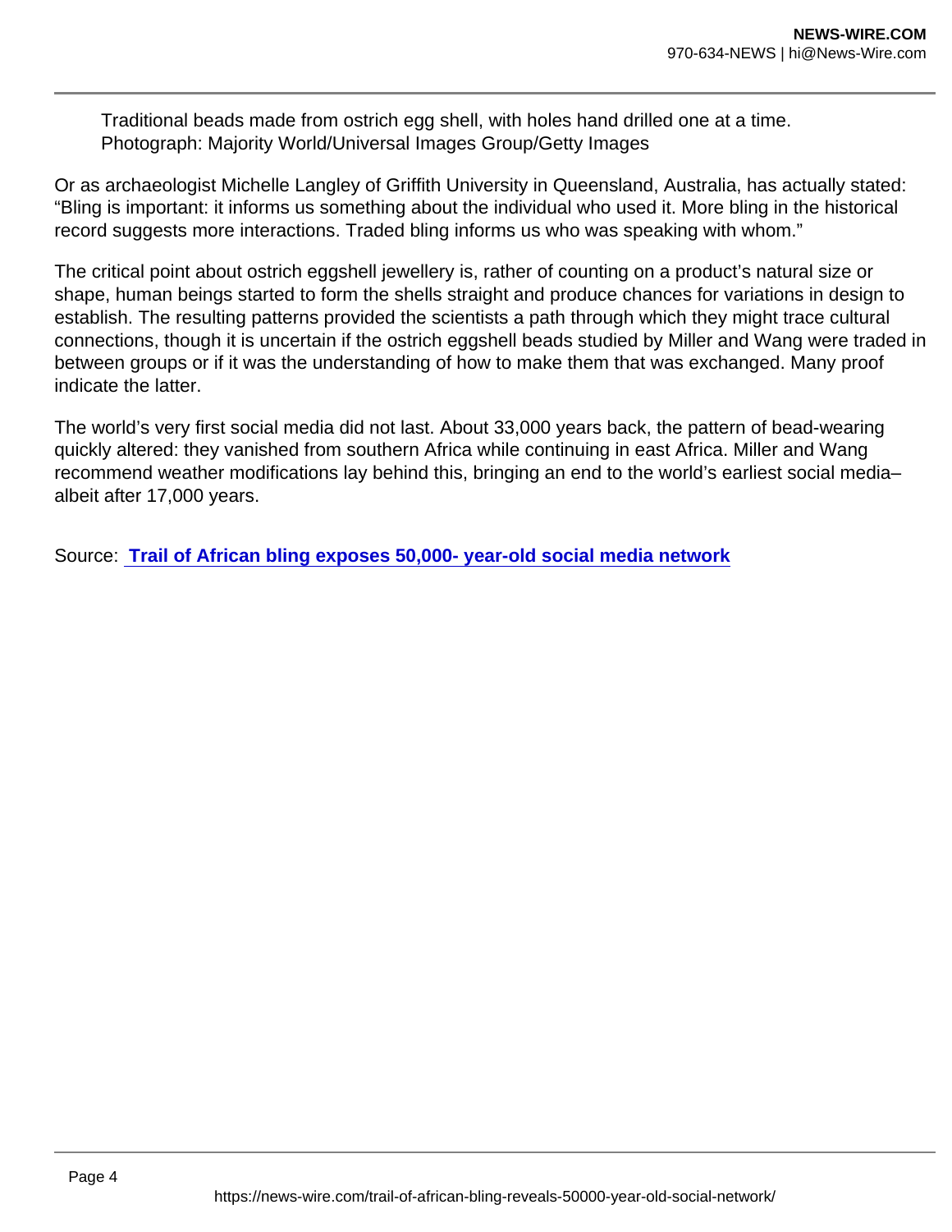Traditional beads made from ostrich egg shell, with holes hand drilled one at a time. Photograph: Majority World/Universal Images Group/Getty Images

Or as archaeologist Michelle Langley of Griffith University in Queensland, Australia, has actually stated: “Bling is important: it informs us something about the individual who used it. More bling in the historical record suggests more interactions. Traded bling informs us who was speaking with whom.”

The critical point about ostrich eggshell jewellery is, rather of counting on a product’s natural size or shape, human beings started to form the shells straight and produce chances for variations in design to establish. The resulting patterns provided the scientists a path through which they might trace cultural connections, though it is uncertain if the ostrich eggshell beads studied by Miller and Wang were traded in between groups or if it was the understanding of how to make them that was exchanged. Many proof indicate the latter.

The world’s very first social media did not last. About 33,000 years back, the pattern of bead-wearing quickly altered: they vanished from southern Africa while continuing in east Africa. Miller and Wang recommend weather modifications lay behind this, bringing an end to the world’s earliest social media– albeit after 17,000 years.

Source: **Trail of African bling exposes 50,000- year-old social media network**